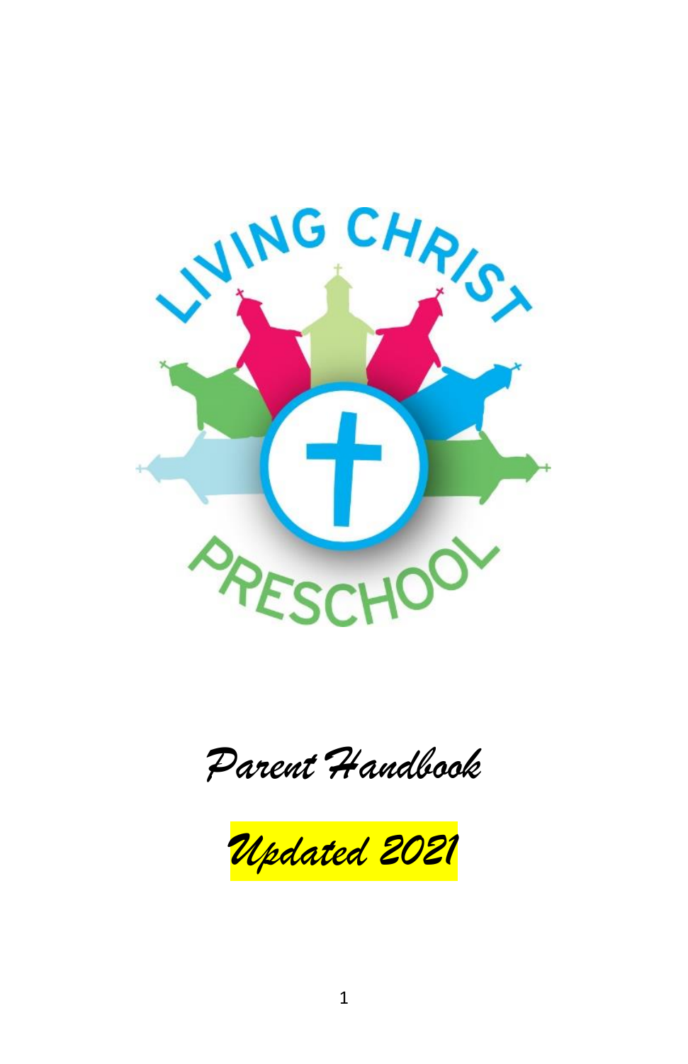LIVING CHRIST PRESCHOOL

# *Parent Handbook*

*Updated 2021*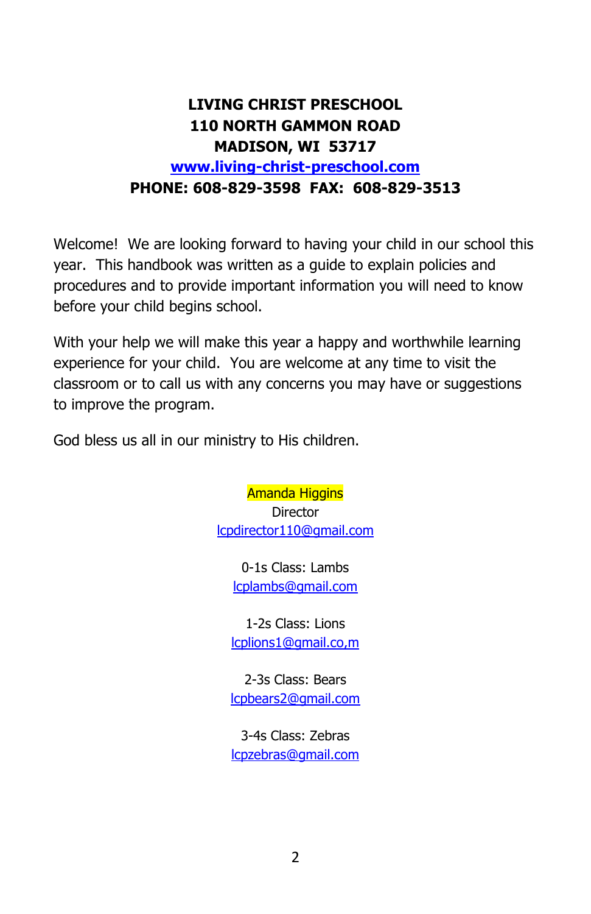**LIVING CHRIST PRESCHOOL**
**110 NORTH GAMMON ROAD**
**MADISON, WI 53717**
**www.living-christ-preschool.com**
**PHONE: 608-829-3598 FAX: 608-829-3513**

Welcome! We are looking forward to having your child in our school this year. This handbook was written as a guide to explain policies and procedures and to provide important information you will need to know before your child begins school.

With your help we will make this year a happy and worthwhile learning experience for your child. You are welcome at any time to visit the classroom or to call us with any concerns you may have or suggestions to improve the program.

God bless us all in our ministry to His children.

Amanda Higgins
Director
lcpdirector110@gmail.com

0-1s Class: Lambs
lcplambs@gmail.com

1-2s Class: Lions
lcplions1@gmail.co,m

2-3s Class: Bears
lcpbears2@gmail.com

3-4s Class: Zebras
lcpzebras@gmail.com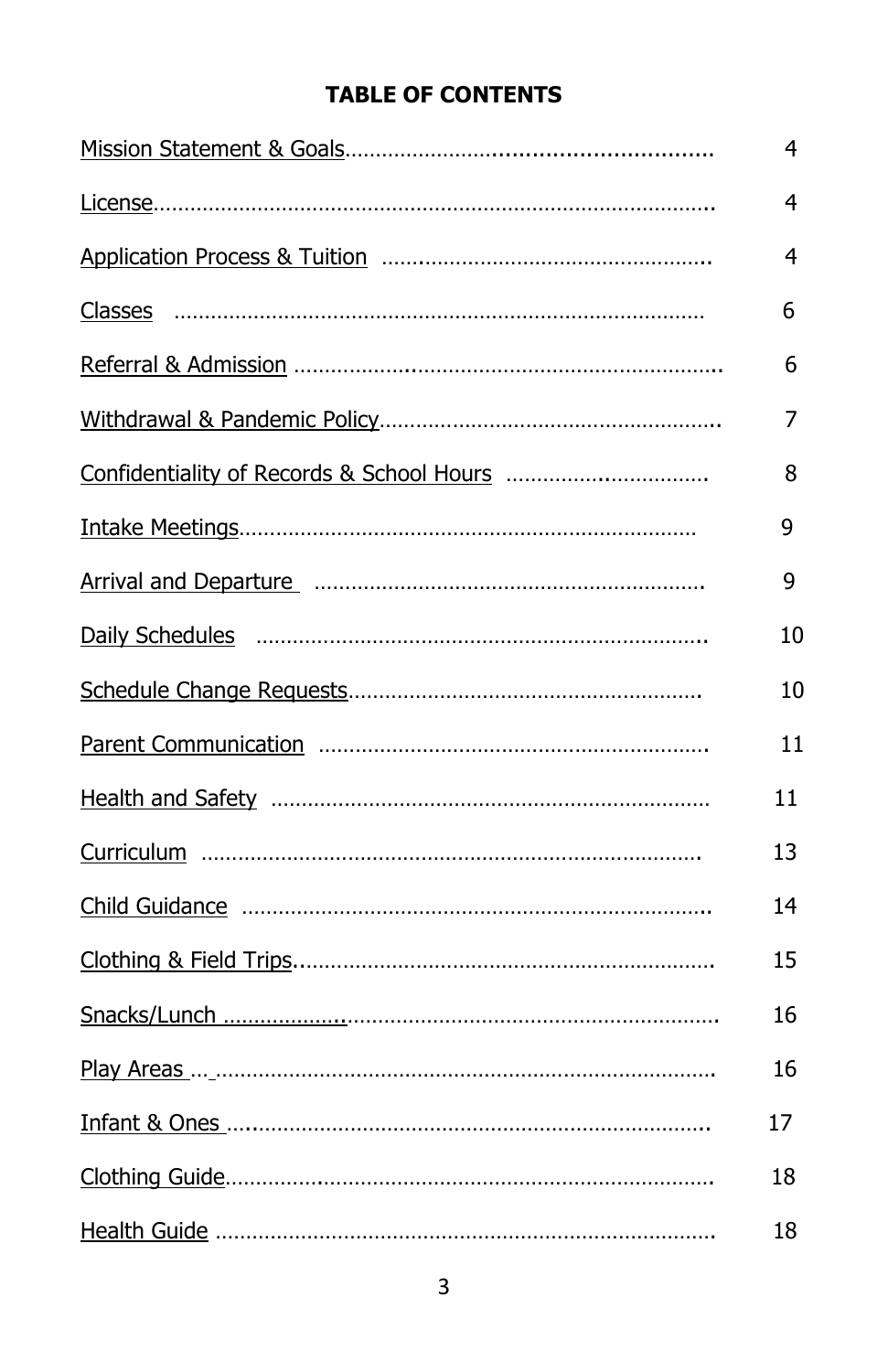**TABLE OF CONTENTS**

| | |
|---|---|
| Mission Statement & Goals | 4 |
| License | 4 |
| Application Process & Tuition | 4 |
| Classes | 6 |
| Referral & Admission | 6 |
| Withdrawal & Pandemic Policy | 7 |
| Confidentiality of Records & School Hours | 8 |
| Intake Meetings | 9 |
| Arrival and Departure | 9 |
| Daily Schedules | 10 |
| Schedule Change Requests | 10 |
| Parent Communication | 11 |
| Health and Safety | 11 |
| Curriculum | 13 |
| Child Guidance | 14 |
| Clothing & Field Trips | 15 |
| Snacks/Lunch | 16 |
| Play Areas | 16 |
| Infant & Ones | 17 |
| Clothing Guide | 18 |
| Health Guide | 18 |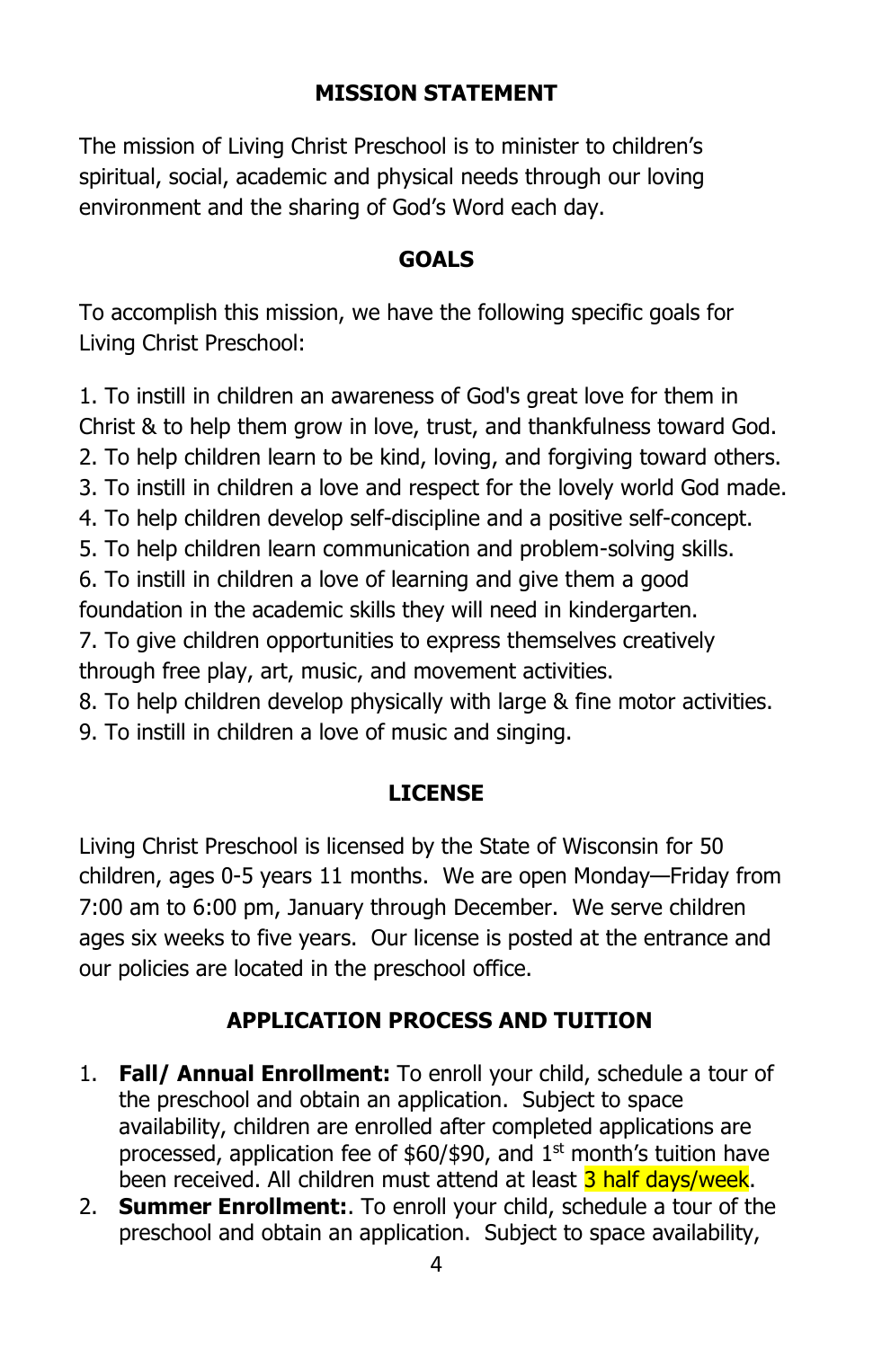## MISSION STATEMENT

The mission of Living Christ Preschool is to minister to children's spiritual, social, academic and physical needs through our loving environment and the sharing of God's Word each day.

## GOALS

To accomplish this mission, we have the following specific goals for Living Christ Preschool:

1. To instill in children an awareness of God's great love for them in Christ & to help them grow in love, trust, and thankfulness toward God.
2. To help children learn to be kind, loving, and forgiving toward others.
3. To instill in children a love and respect for the lovely world God made.
4. To help children develop self-discipline and a positive self-concept.
5. To help children learn communication and problem-solving skills.
6. To instill in children a love of learning and give them a good foundation in the academic skills they will need in kindergarten.
7. To give children opportunities to express themselves creatively through free play, art, music, and movement activities.
8. To help children develop physically with large & fine motor activities.
9. To instill in children a love of music and singing.

## LICENSE

Living Christ Preschool is licensed by the State of Wisconsin for 50 children, ages 0-5 years 11 months. We are open Monday—Friday from 7:00 am to 6:00 pm, January through December. We serve children ages six weeks to five years. Our license is posted at the entrance and our policies are located in the preschool office.

## APPLICATION PROCESS AND TUITION

1. **Fall/ Annual Enrollment:** To enroll your child, schedule a tour of the preschool and obtain an application. Subject to space availability, children are enrolled after completed applications are processed, application fee of $60/$90, and 1st month's tuition have been received. All children must attend at least 3 half days/week.
2. **Summer Enrollment:**. To enroll your child, schedule a tour of the preschool and obtain an application. Subject to space availability,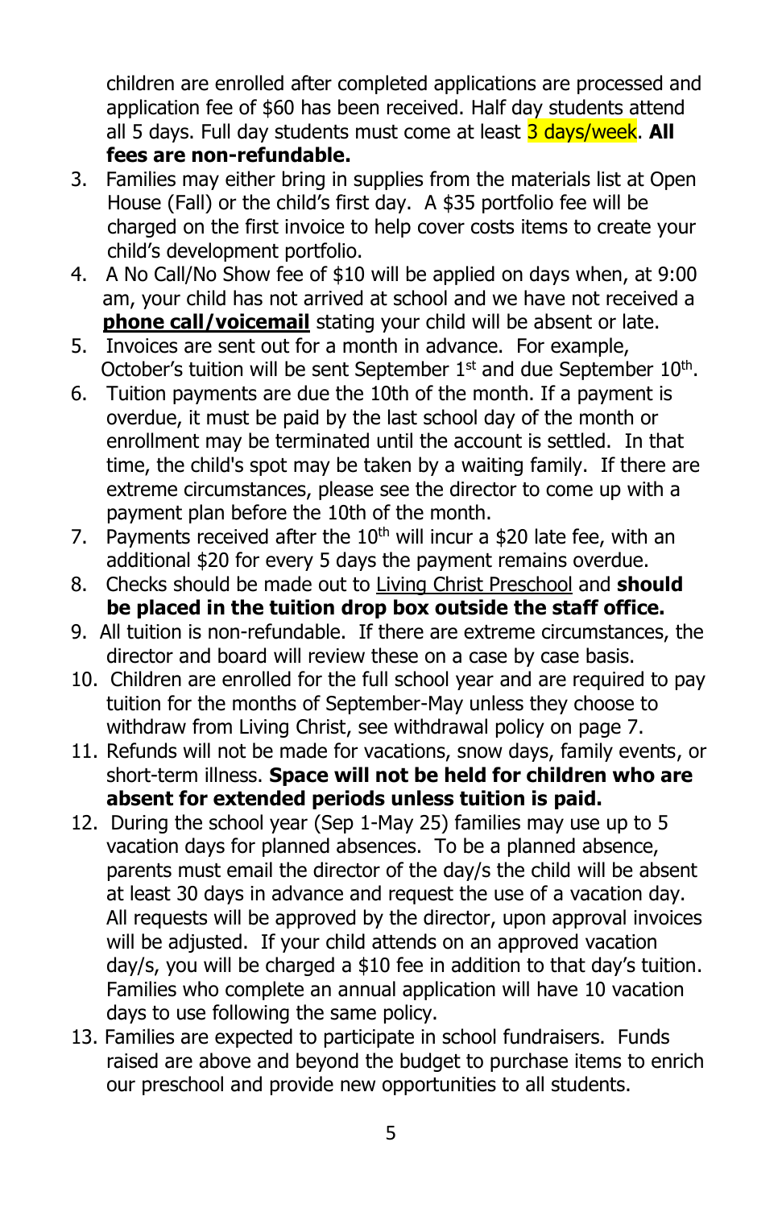children are enrolled after completed applications are processed and application fee of $60 has been received. Half day students attend all 5 days. Full day students must come at least 3 days/week. **All fees are non-refundable.**

3. Families may either bring in supplies from the materials list at Open House (Fall) or the child's first day. A $35 portfolio fee will be charged on the first invoice to help cover costs items to create your child's development portfolio.
4. A No Call/No Show fee of $10 will be applied on days when, at 9:00 am, your child has not arrived at school and we have not received a **phone call/voicemail** stating your child will be absent or late.
5. Invoices are sent out for a month in advance. For example, October's tuition will be sent September 1st and due September 10th.
6. Tuition payments are due the 10th of the month. If a payment is overdue, it must be paid by the last school day of the month or enrollment may be terminated until the account is settled. In that time, the child's spot may be taken by a waiting family. If there are extreme circumstances, please see the director to come up with a payment plan before the 10th of the month.
7. Payments received after the 10th will incur a $20 late fee, with an additional $20 for every 5 days the payment remains overdue.
8. Checks should be made out to Living Christ Preschool and **should be placed in the tuition drop box outside the staff office.**
9. All tuition is non-refundable. If there are extreme circumstances, the director and board will review these on a case by case basis.
10. Children are enrolled for the full school year and are required to pay tuition for the months of September-May unless they choose to withdraw from Living Christ, see withdrawal policy on page 7.
11. Refunds will not be made for vacations, snow days, family events, or short-term illness. **Space will not be held for children who are absent for extended periods unless tuition is paid.**
12. During the school year (Sep 1-May 25) families may use up to 5 vacation days for planned absences. To be a planned absence, parents must email the director of the day/s the child will be absent at least 30 days in advance and request the use of a vacation day. All requests will be approved by the director, upon approval invoices will be adjusted. If your child attends on an approved vacation day/s, you will be charged a $10 fee in addition to that day's tuition. Families who complete an annual application will have 10 vacation days to use following the same policy.
13. Families are expected to participate in school fundraisers. Funds raised are above and beyond the budget to purchase items to enrich our preschool and provide new opportunities to all students.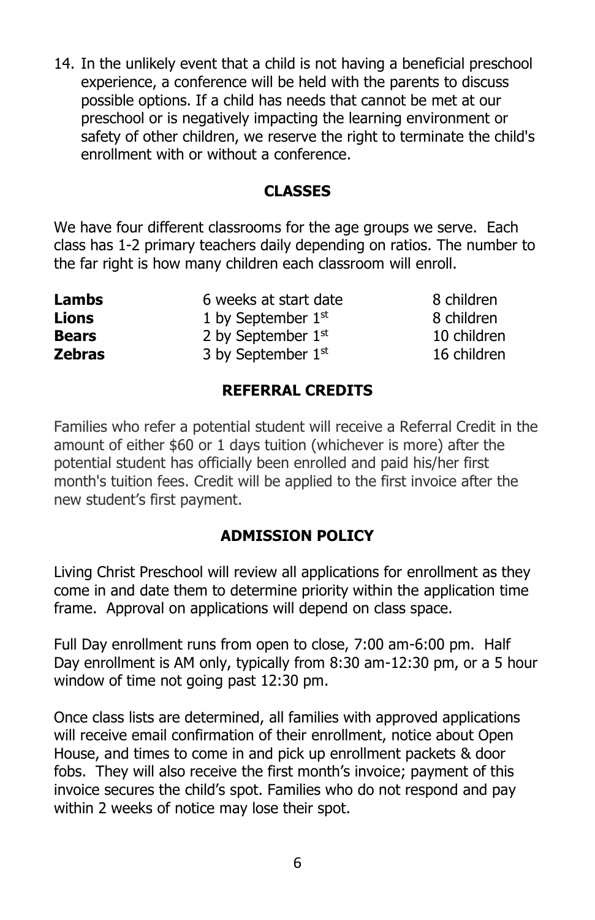14. In the unlikely event that a child is not having a beneficial preschool experience, a conference will be held with the parents to discuss possible options. If a child has needs that cannot be met at our preschool or is negatively impacting the learning environment or safety of other children, we reserve the right to terminate the child's enrollment with or without a conference.

## CLASSES

We have four different classrooms for the age groups we serve. Each class has 1-2 primary teachers daily depending on ratios. The number to the far right is how many children each classroom will enroll.

| | | |
|---|---|---|
| **Lambs** | 6 weeks at start date | 8 children |
| **Lions** | 1 by September 1st | 8 children |
| **Bears** | 2 by September 1st | 10 children |
| **Zebras** | 3 by September 1st | 16 children |

## REFERRAL CREDITS

Families who refer a potential student will receive a Referral Credit in the amount of either $60 or 1 days tuition (whichever is more) after the potential student has officially been enrolled and paid his/her first month's tuition fees. Credit will be applied to the first invoice after the new student's first payment.

## ADMISSION POLICY

Living Christ Preschool will review all applications for enrollment as they come in and date them to determine priority within the application time frame. Approval on applications will depend on class space.

Full Day enrollment runs from open to close, 7:00 am-6:00 pm. Half Day enrollment is AM only, typically from 8:30 am-12:30 pm, or a 5 hour window of time not going past 12:30 pm.

Once class lists are determined, all families with approved applications will receive email confirmation of their enrollment, notice about Open House, and times to come in and pick up enrollment packets & door fobs. They will also receive the first month's invoice; payment of this invoice secures the child's spot. Families who do not respond and pay within 2 weeks of notice may lose their spot.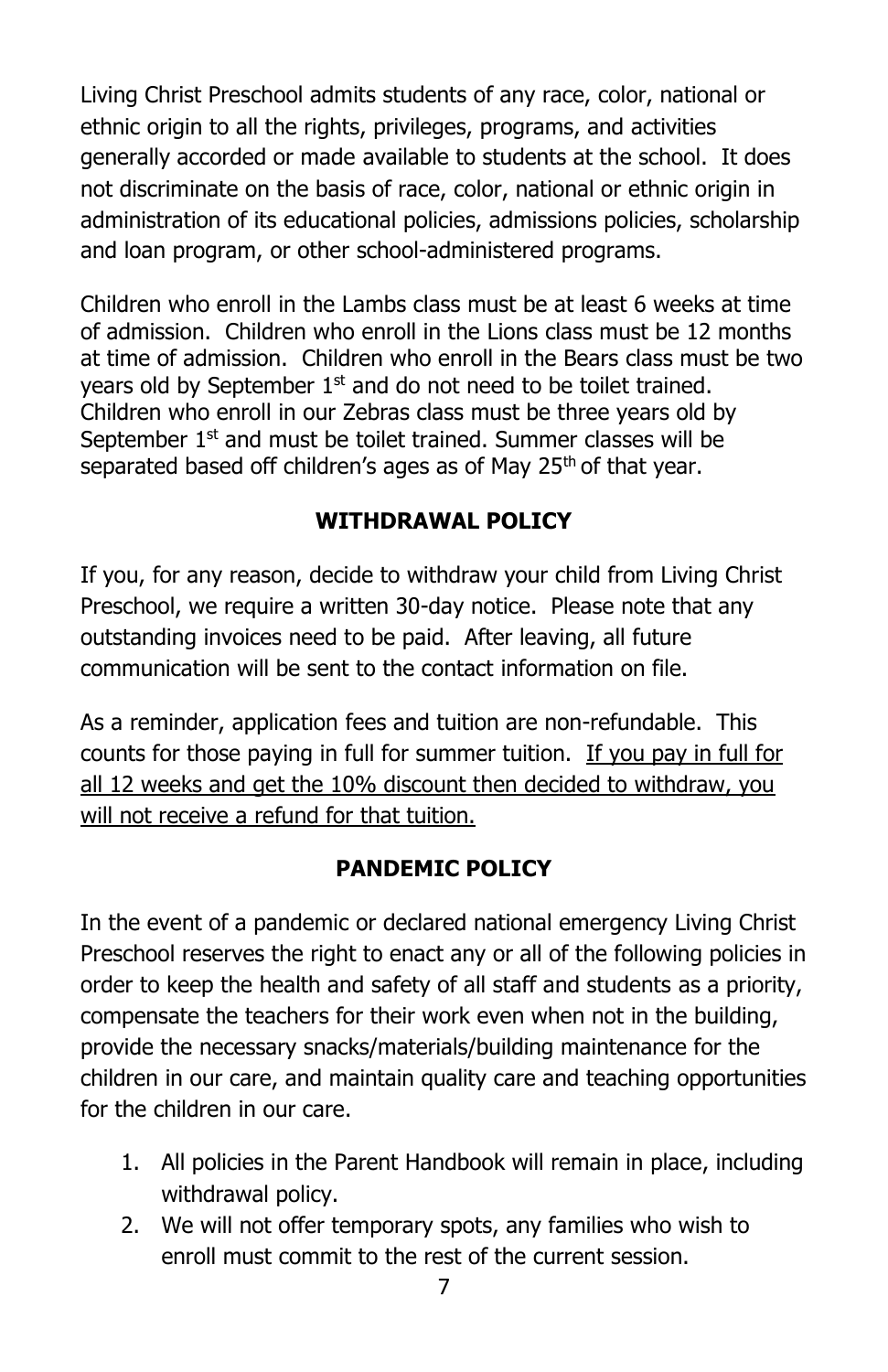Living Christ Preschool admits students of any race, color, national or ethnic origin to all the rights, privileges, programs, and activities generally accorded or made available to students at the school. It does not discriminate on the basis of race, color, national or ethnic origin in administration of its educational policies, admissions policies, scholarship and loan program, or other school-administered programs.

Children who enroll in the Lambs class must be at least 6 weeks at time of admission. Children who enroll in the Lions class must be 12 months at time of admission. Children who enroll in the Bears class must be two years old by September 1st and do not need to be toilet trained. Children who enroll in our Zebras class must be three years old by September 1st and must be toilet trained. Summer classes will be separated based off children's ages as of May 25th of that year.

## WITHDRAWAL POLICY

If you, for any reason, decide to withdraw your child from Living Christ Preschool, we require a written 30-day notice. Please note that any outstanding invoices need to be paid. After leaving, all future communication will be sent to the contact information on file.

As a reminder, application fees and tuition are non-refundable. This counts for those paying in full for summer tuition. <u>If you pay in full for all 12 weeks and get the 10% discount then decided to withdraw, you will not receive a refund for that tuition.</u>

## PANDEMIC POLICY

In the event of a pandemic or declared national emergency Living Christ Preschool reserves the right to enact any or all of the following policies in order to keep the health and safety of all staff and students as a priority, compensate the teachers for their work even when not in the building, provide the necessary snacks/materials/building maintenance for the children in our care, and maintain quality care and teaching opportunities for the children in our care.

1. All policies in the Parent Handbook will remain in place, including withdrawal policy.
2. We will not offer temporary spots, any families who wish to enroll must commit to the rest of the current session.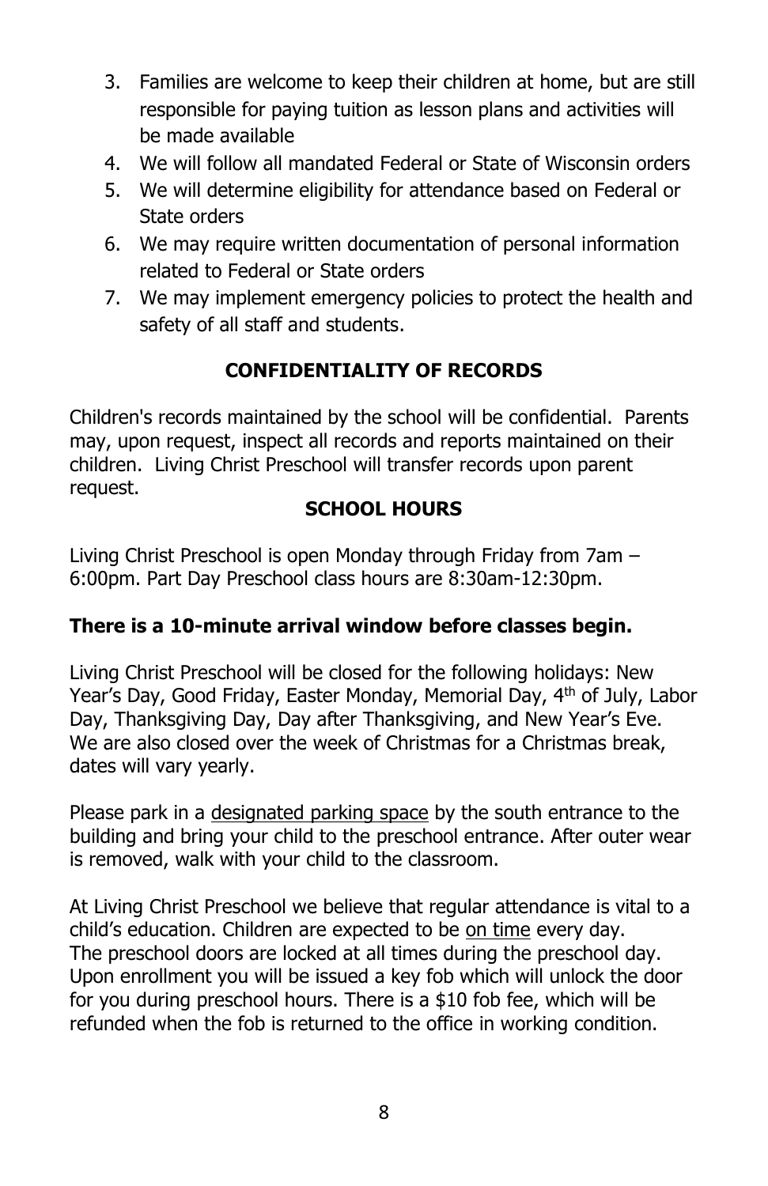3. Families are welcome to keep their children at home, but are still responsible for paying tuition as lesson plans and activities will be made available
4. We will follow all mandated Federal or State of Wisconsin orders
5. We will determine eligibility for attendance based on Federal or State orders
6. We may require written documentation of personal information related to Federal or State orders
7. We may implement emergency policies to protect the health and safety of all staff and students.

## CONFIDENTIALITY OF RECORDS

Children's records maintained by the school will be confidential. Parents may, upon request, inspect all records and reports maintained on their children. Living Christ Preschool will transfer records upon parent request.

## SCHOOL HOURS

Living Christ Preschool is open Monday through Friday from 7am – 6:00pm. Part Day Preschool class hours are 8:30am-12:30pm.

**There is a 10-minute arrival window before classes begin.**

Living Christ Preschool will be closed for the following holidays: New Year's Day, Good Friday, Easter Monday, Memorial Day, 4th of July, Labor Day, Thanksgiving Day, Day after Thanksgiving, and New Year's Eve. We are also closed over the week of Christmas for a Christmas break, dates will vary yearly.

Please park in a designated parking space by the south entrance to the building and bring your child to the preschool entrance. After outer wear is removed, walk with your child to the classroom.

At Living Christ Preschool we believe that regular attendance is vital to a child's education. Children are expected to be on time every day. The preschool doors are locked at all times during the preschool day. Upon enrollment you will be issued a key fob which will unlock the door for you during preschool hours. There is a $10 fob fee, which will be refunded when the fob is returned to the office in working condition.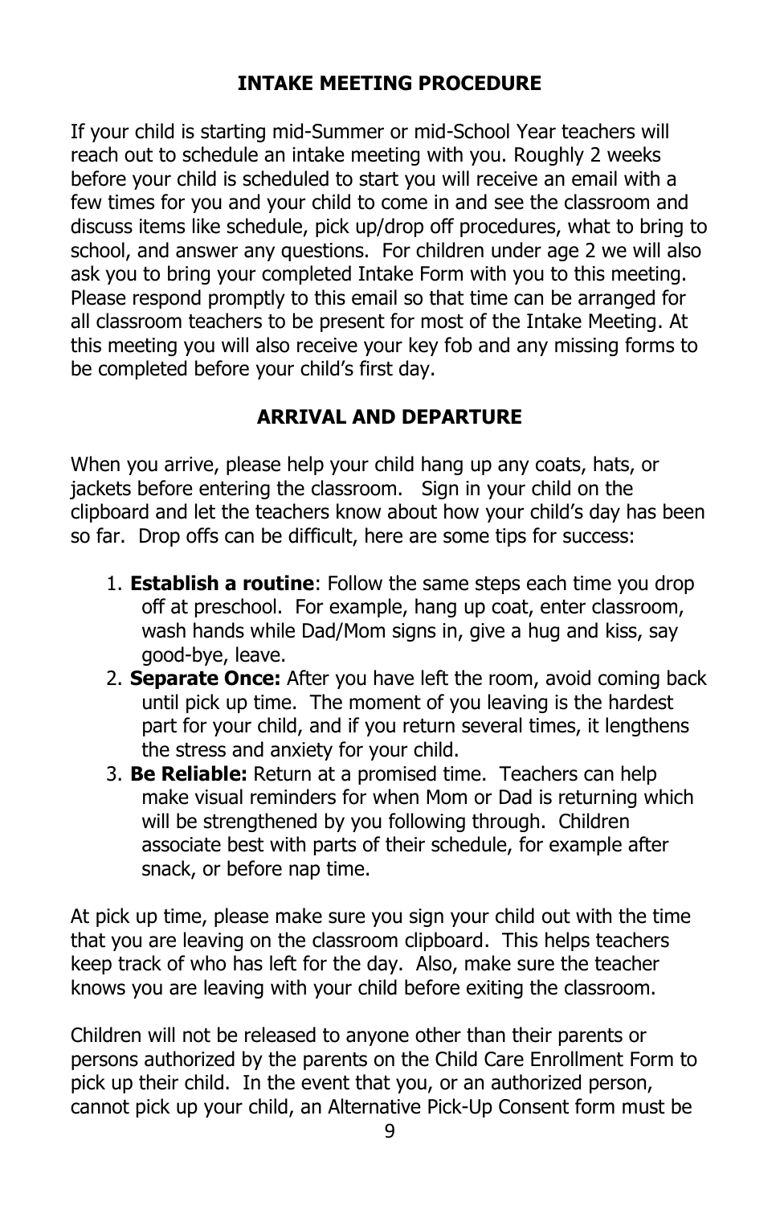## INTAKE MEETING PROCEDURE

If your child is starting mid-Summer or mid-School Year teachers will reach out to schedule an intake meeting with you. Roughly 2 weeks before your child is scheduled to start you will receive an email with a few times for you and your child to come in and see the classroom and discuss items like schedule, pick up/drop off procedures, what to bring to school, and answer any questions. For children under age 2 we will also ask you to bring your completed Intake Form with you to this meeting. Please respond promptly to this email so that time can be arranged for all classroom teachers to be present for most of the Intake Meeting. At this meeting you will also receive your key fob and any missing forms to be completed before your child's first day.

## ARRIVAL AND DEPARTURE

When you arrive, please help your child hang up any coats, hats, or jackets before entering the classroom. Sign in your child on the clipboard and let the teachers know about how your child's day has been so far. Drop offs can be difficult, here are some tips for success:

1. **Establish a routine**: Follow the same steps each time you drop off at preschool. For example, hang up coat, enter classroom, wash hands while Dad/Mom signs in, give a hug and kiss, say good-bye, leave.
2. **Separate Once:** After you have left the room, avoid coming back until pick up time. The moment of you leaving is the hardest part for your child, and if you return several times, it lengthens the stress and anxiety for your child.
3. **Be Reliable:** Return at a promised time. Teachers can help make visual reminders for when Mom or Dad is returning which will be strengthened by you following through. Children associate best with parts of their schedule, for example after snack, or before nap time.

At pick up time, please make sure you sign your child out with the time that you are leaving on the classroom clipboard. This helps teachers keep track of who has left for the day. Also, make sure the teacher knows you are leaving with your child before exiting the classroom.

Children will not be released to anyone other than their parents or persons authorized by the parents on the Child Care Enrollment Form to pick up their child. In the event that you, or an authorized person, cannot pick up your child, an Alternative Pick-Up Consent form must be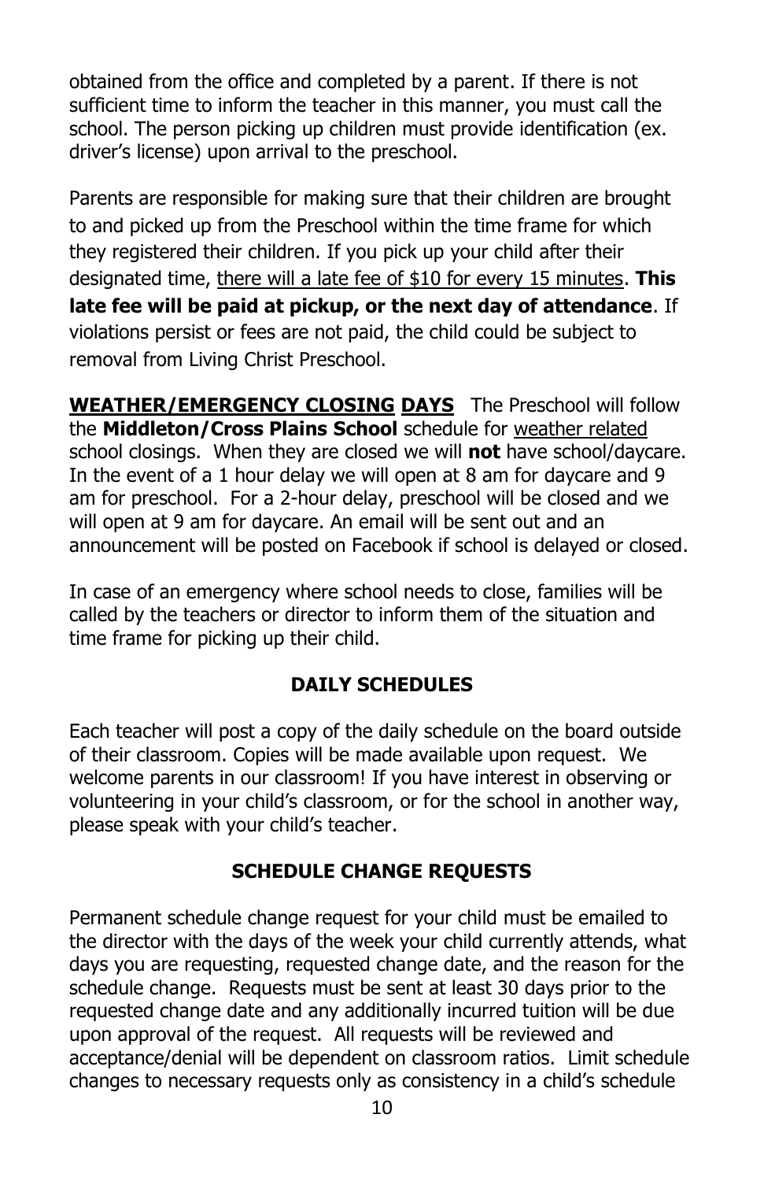obtained from the office and completed by a parent. If there is not sufficient time to inform the teacher in this manner, you must call the school. The person picking up children must provide identification (ex. driver's license) upon arrival to the preschool.

Parents are responsible for making sure that their children are brought to and picked up from the Preschool within the time frame for which they registered their children. If you pick up your child after their designated time, <u>there will a late fee of $10 for every 15 minutes</u>. **This late fee will be paid at pickup, or the next day of attendance**. If violations persist or fees are not paid, the child could be subject to removal from Living Christ Preschool.

**<u>WEATHER/EMERGENCY CLOSING</u> <u>DAYS</u>** The Preschool will follow the **Middleton/Cross Plains School** schedule for <u>weather related</u> school closings. When they are closed we will **not** have school/daycare. In the event of a 1 hour delay we will open at 8 am for daycare and 9 am for preschool. For a 2-hour delay, preschool will be closed and we will open at 9 am for daycare. An email will be sent out and an announcement will be posted on Facebook if school is delayed or closed.

In case of an emergency where school needs to close, families will be called by the teachers or director to inform them of the situation and time frame for picking up their child.

## DAILY SCHEDULES

Each teacher will post a copy of the daily schedule on the board outside of their classroom. Copies will be made available upon request. We welcome parents in our classroom! If you have interest in observing or volunteering in your child's classroom, or for the school in another way, please speak with your child's teacher.

## SCHEDULE CHANGE REQUESTS

Permanent schedule change request for your child must be emailed to the director with the days of the week your child currently attends, what days you are requesting, requested change date, and the reason for the schedule change. Requests must be sent at least 30 days prior to the requested change date and any additionally incurred tuition will be due upon approval of the request. All requests will be reviewed and acceptance/denial will be dependent on classroom ratios. Limit schedule changes to necessary requests only as consistency in a child's schedule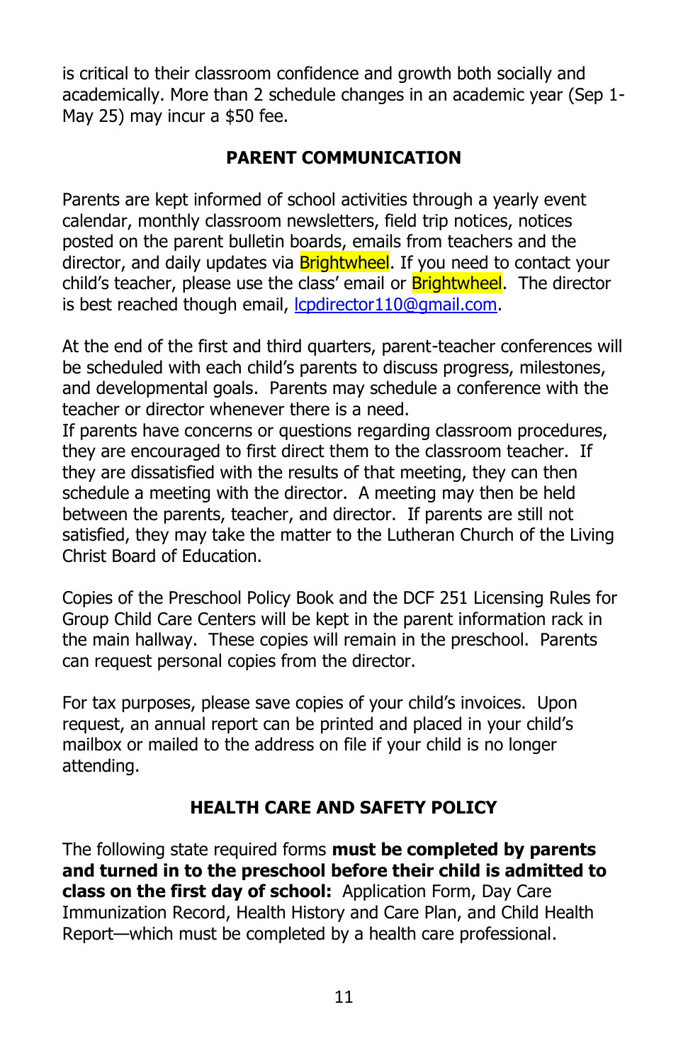is critical to their classroom confidence and growth both socially and academically. More than 2 schedule changes in an academic year (Sep 1-May 25) may incur a $50 fee.

## PARENT COMMUNICATION

Parents are kept informed of school activities through a yearly event calendar, monthly classroom newsletters, field trip notices, notices posted on the parent bulletin boards, emails from teachers and the director, and daily updates via Brightwheel. If you need to contact your child's teacher, please use the class' email or Brightwheel. The director is best reached though email, lcpdirector110@gmail.com.

At the end of the first and third quarters, parent-teacher conferences will be scheduled with each child's parents to discuss progress, milestones, and developmental goals. Parents may schedule a conference with the teacher or director whenever there is a need.
If parents have concerns or questions regarding classroom procedures, they are encouraged to first direct them to the classroom teacher. If they are dissatisfied with the results of that meeting, they can then schedule a meeting with the director. A meeting may then be held between the parents, teacher, and director. If parents are still not satisfied, they may take the matter to the Lutheran Church of the Living Christ Board of Education.

Copies of the Preschool Policy Book and the DCF 251 Licensing Rules for Group Child Care Centers will be kept in the parent information rack in the main hallway. These copies will remain in the preschool. Parents can request personal copies from the director.

For tax purposes, please save copies of your child's invoices. Upon request, an annual report can be printed and placed in your child's mailbox or mailed to the address on file if your child is no longer attending.

## HEALTH CARE AND SAFETY POLICY

The following state required forms **must be completed by parents and turned in to the preschool before their child is admitted to class on the first day of school:** Application Form, Day Care Immunization Record, Health History and Care Plan, and Child Health Report—which must be completed by a health care professional.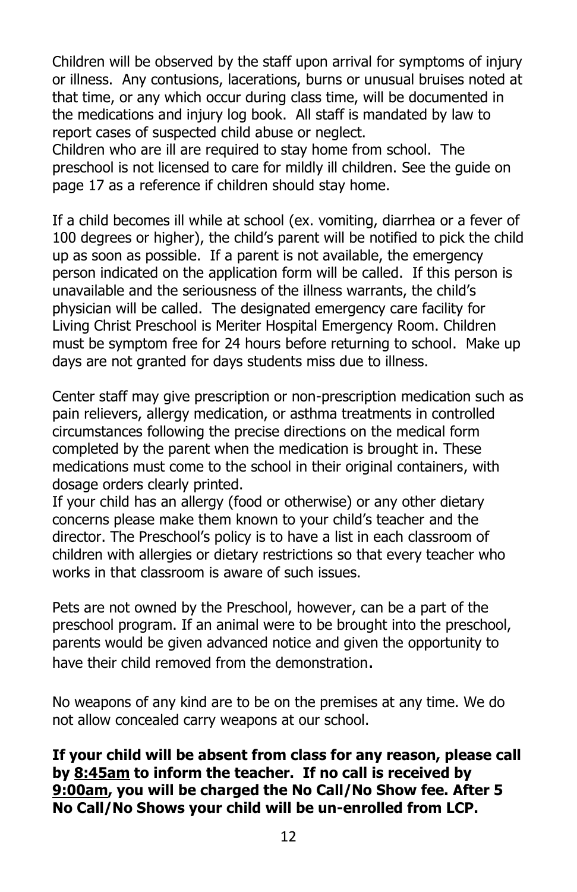Children will be observed by the staff upon arrival for symptoms of injury or illness. Any contusions, lacerations, burns or unusual bruises noted at that time, or any which occur during class time, will be documented in the medications and injury log book. All staff is mandated by law to report cases of suspected child abuse or neglect.
Children who are ill are required to stay home from school. The preschool is not licensed to care for mildly ill children. See the guide on page 17 as a reference if children should stay home.

If a child becomes ill while at school (ex. vomiting, diarrhea or a fever of 100 degrees or higher), the child's parent will be notified to pick the child up as soon as possible. If a parent is not available, the emergency person indicated on the application form will be called. If this person is unavailable and the seriousness of the illness warrants, the child's physician will be called. The designated emergency care facility for Living Christ Preschool is Meriter Hospital Emergency Room. Children must be symptom free for 24 hours before returning to school. Make up days are not granted for days students miss due to illness.

Center staff may give prescription or non-prescription medication such as pain relievers, allergy medication, or asthma treatments in controlled circumstances following the precise directions on the medical form completed by the parent when the medication is brought in. These medications must come to the school in their original containers, with dosage orders clearly printed.
If your child has an allergy (food or otherwise) or any other dietary concerns please make them known to your child's teacher and the director. The Preschool's policy is to have a list in each classroom of children with allergies or dietary restrictions so that every teacher who works in that classroom is aware of such issues.

Pets are not owned by the Preschool, however, can be a part of the preschool program. If an animal were to be brought into the preschool, parents would be given advanced notice and given the opportunity to have their child removed from the demonstration.

No weapons of any kind are to be on the premises at any time. We do not allow concealed carry weapons at our school.

**If your child will be absent from class for any reason, please call by <u>8:45am</u> to inform the teacher. If no call is received by <u>9:00am</u>, you will be charged the No Call/No Show fee. After 5 No Call/No Shows your child will be un-enrolled from LCP.**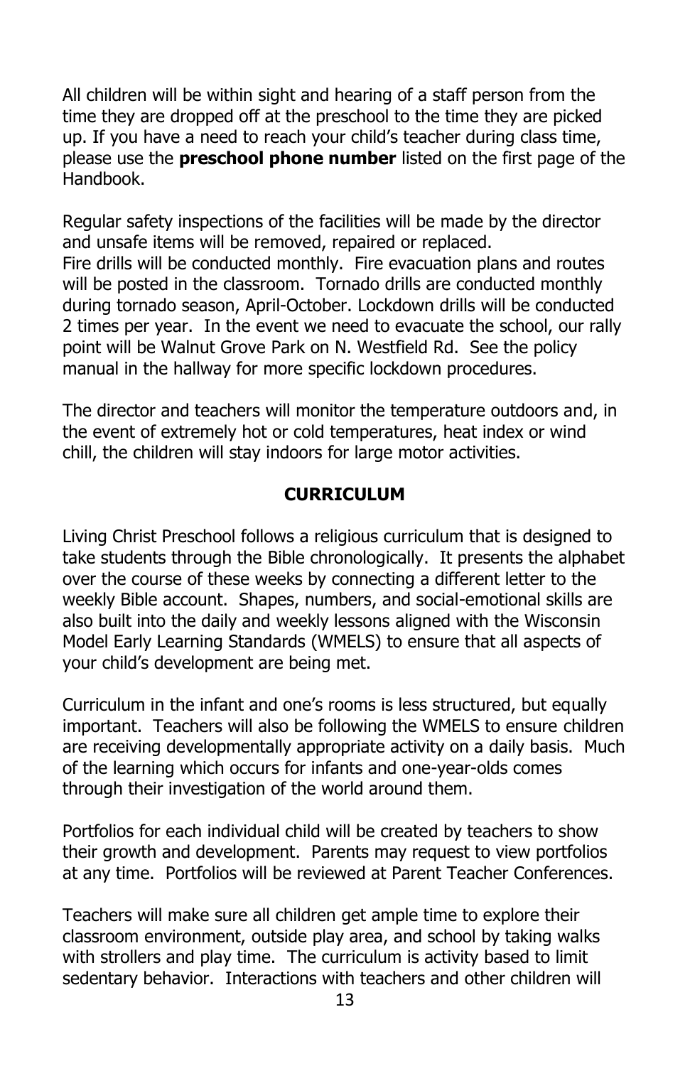All children will be within sight and hearing of a staff person from the time they are dropped off at the preschool to the time they are picked up. If you have a need to reach your child's teacher during class time, please use the **preschool phone number** listed on the first page of the Handbook.

Regular safety inspections of the facilities will be made by the director and unsafe items will be removed, repaired or replaced.
Fire drills will be conducted monthly. Fire evacuation plans and routes will be posted in the classroom. Tornado drills are conducted monthly during tornado season, April-October. Lockdown drills will be conducted 2 times per year. In the event we need to evacuate the school, our rally point will be Walnut Grove Park on N. Westfield Rd. See the policy manual in the hallway for more specific lockdown procedures.

The director and teachers will monitor the temperature outdoors and, in the event of extremely hot or cold temperatures, heat index or wind chill, the children will stay indoors for large motor activities.

## CURRICULUM

Living Christ Preschool follows a religious curriculum that is designed to take students through the Bible chronologically. It presents the alphabet over the course of these weeks by connecting a different letter to the weekly Bible account. Shapes, numbers, and social-emotional skills are also built into the daily and weekly lessons aligned with the Wisconsin Model Early Learning Standards (WMELS) to ensure that all aspects of your child's development are being met.

Curriculum in the infant and one's rooms is less structured, but equally important. Teachers will also be following the WMELS to ensure children are receiving developmentally appropriate activity on a daily basis. Much of the learning which occurs for infants and one-year-olds comes through their investigation of the world around them.

Portfolios for each individual child will be created by teachers to show their growth and development. Parents may request to view portfolios at any time. Portfolios will be reviewed at Parent Teacher Conferences.

Teachers will make sure all children get ample time to explore their classroom environment, outside play area, and school by taking walks with strollers and play time. The curriculum is activity based to limit sedentary behavior. Interactions with teachers and other children will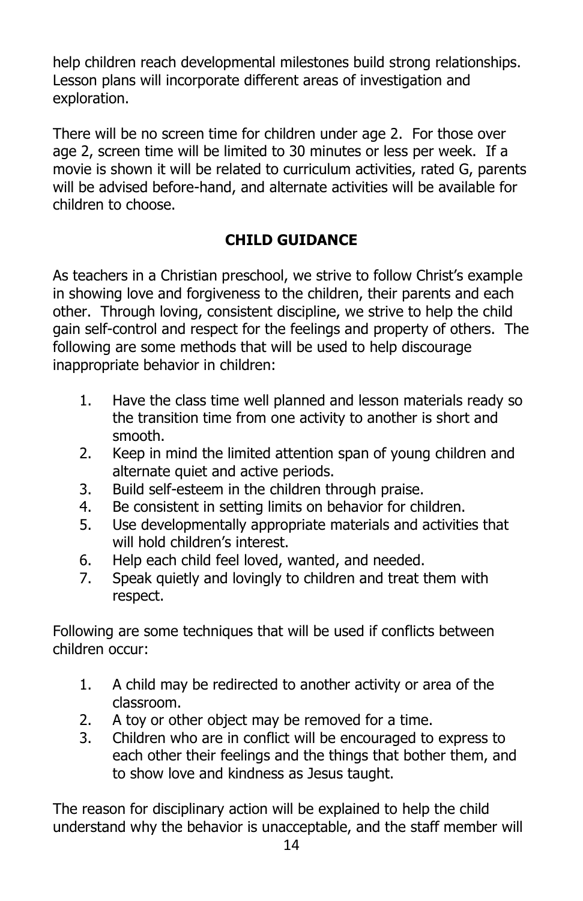help children reach developmental milestones build strong relationships. Lesson plans will incorporate different areas of investigation and exploration.

There will be no screen time for children under age 2. For those over age 2, screen time will be limited to 30 minutes or less per week. If a movie is shown it will be related to curriculum activities, rated G, parents will be advised before-hand, and alternate activities will be available for children to choose.

## CHILD GUIDANCE

As teachers in a Christian preschool, we strive to follow Christ's example in showing love and forgiveness to the children, their parents and each other. Through loving, consistent discipline, we strive to help the child gain self-control and respect for the feelings and property of others. The following are some methods that will be used to help discourage inappropriate behavior in children:

1. Have the class time well planned and lesson materials ready so the transition time from one activity to another is short and smooth.
2. Keep in mind the limited attention span of young children and alternate quiet and active periods.
3. Build self-esteem in the children through praise.
4. Be consistent in setting limits on behavior for children.
5. Use developmentally appropriate materials and activities that will hold children's interest.
6. Help each child feel loved, wanted, and needed.
7. Speak quietly and lovingly to children and treat them with respect.

Following are some techniques that will be used if conflicts between children occur:

1. A child may be redirected to another activity or area of the classroom.
2. A toy or other object may be removed for a time.
3. Children who are in conflict will be encouraged to express to each other their feelings and the things that bother them, and to show love and kindness as Jesus taught.

The reason for disciplinary action will be explained to help the child understand why the behavior is unacceptable, and the staff member will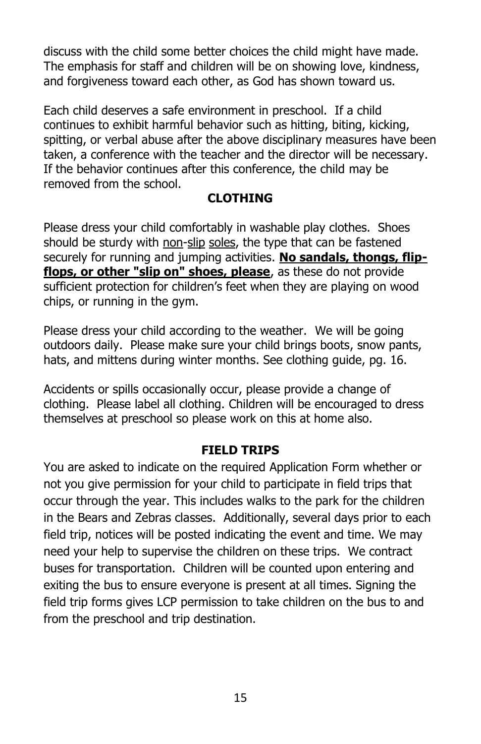discuss with the child some better choices the child might have made. The emphasis for staff and children will be on showing love, kindness, and forgiveness toward each other, as God has shown toward us.

Each child deserves a safe environment in preschool. If a child continues to exhibit harmful behavior such as hitting, biting, kicking, spitting, or verbal abuse after the above disciplinary measures have been taken, a conference with the teacher and the director will be necessary. If the behavior continues after this conference, the child may be removed from the school.

## CLOTHING

Please dress your child comfortably in washable play clothes. Shoes should be sturdy with non-slip soles, the type that can be fastened securely for running and jumping activities. **No sandals, thongs, flip-flops, or other "slip on" shoes, please**, as these do not provide sufficient protection for children's feet when they are playing on wood chips, or running in the gym.

Please dress your child according to the weather. We will be going outdoors daily. Please make sure your child brings boots, snow pants, hats, and mittens during winter months. See clothing guide, pg. 16.

Accidents or spills occasionally occur, please provide a change of clothing. Please label all clothing. Children will be encouraged to dress themselves at preschool so please work on this at home also.

## FIELD TRIPS

You are asked to indicate on the required Application Form whether or not you give permission for your child to participate in field trips that occur through the year. This includes walks to the park for the children in the Bears and Zebras classes. Additionally, several days prior to each field trip, notices will be posted indicating the event and time. We may need your help to supervise the children on these trips. We contract buses for transportation. Children will be counted upon entering and exiting the bus to ensure everyone is present at all times. Signing the field trip forms gives LCP permission to take children on the bus to and from the preschool and trip destination.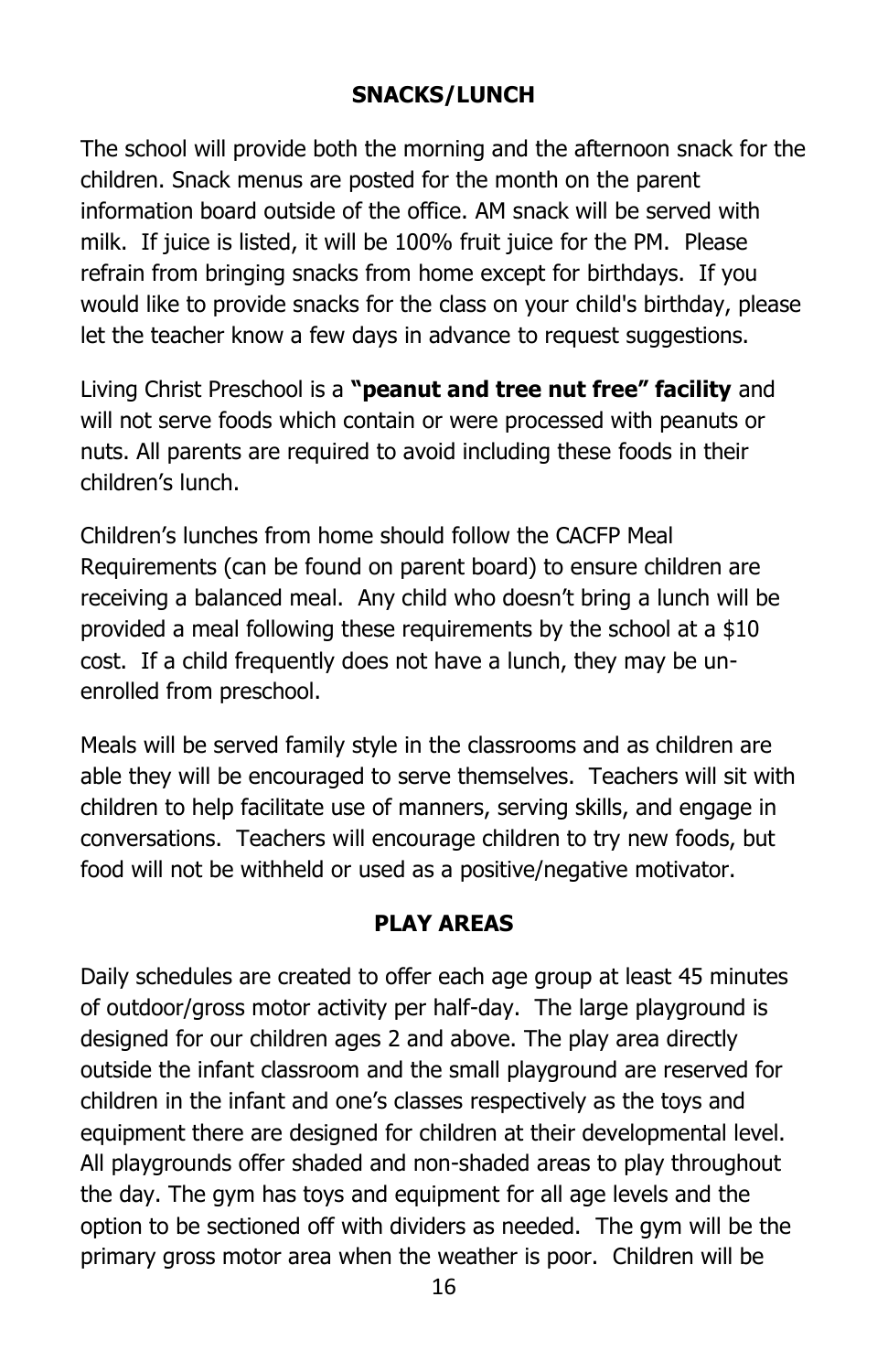## SNACKS/LUNCH

The school will provide both the morning and the afternoon snack for the children. Snack menus are posted for the month on the parent information board outside of the office. AM snack will be served with milk. If juice is listed, it will be 100% fruit juice for the PM. Please refrain from bringing snacks from home except for birthdays. If you would like to provide snacks for the class on your child's birthday, please let the teacher know a few days in advance to request suggestions.

Living Christ Preschool is a **"peanut and tree nut free" facility** and will not serve foods which contain or were processed with peanuts or nuts. All parents are required to avoid including these foods in their children's lunch.

Children's lunches from home should follow the CACFP Meal Requirements (can be found on parent board) to ensure children are receiving a balanced meal. Any child who doesn't bring a lunch will be provided a meal following these requirements by the school at a $10 cost. If a child frequently does not have a lunch, they may be un-enrolled from preschool.

Meals will be served family style in the classrooms and as children are able they will be encouraged to serve themselves. Teachers will sit with children to help facilitate use of manners, serving skills, and engage in conversations. Teachers will encourage children to try new foods, but food will not be withheld or used as a positive/negative motivator.

## PLAY AREAS

Daily schedules are created to offer each age group at least 45 minutes of outdoor/gross motor activity per half-day. The large playground is designed for our children ages 2 and above. The play area directly outside the infant classroom and the small playground are reserved for children in the infant and one's classes respectively as the toys and equipment there are designed for children at their developmental level. All playgrounds offer shaded and non-shaded areas to play throughout the day. The gym has toys and equipment for all age levels and the option to be sectioned off with dividers as needed. The gym will be the primary gross motor area when the weather is poor. Children will be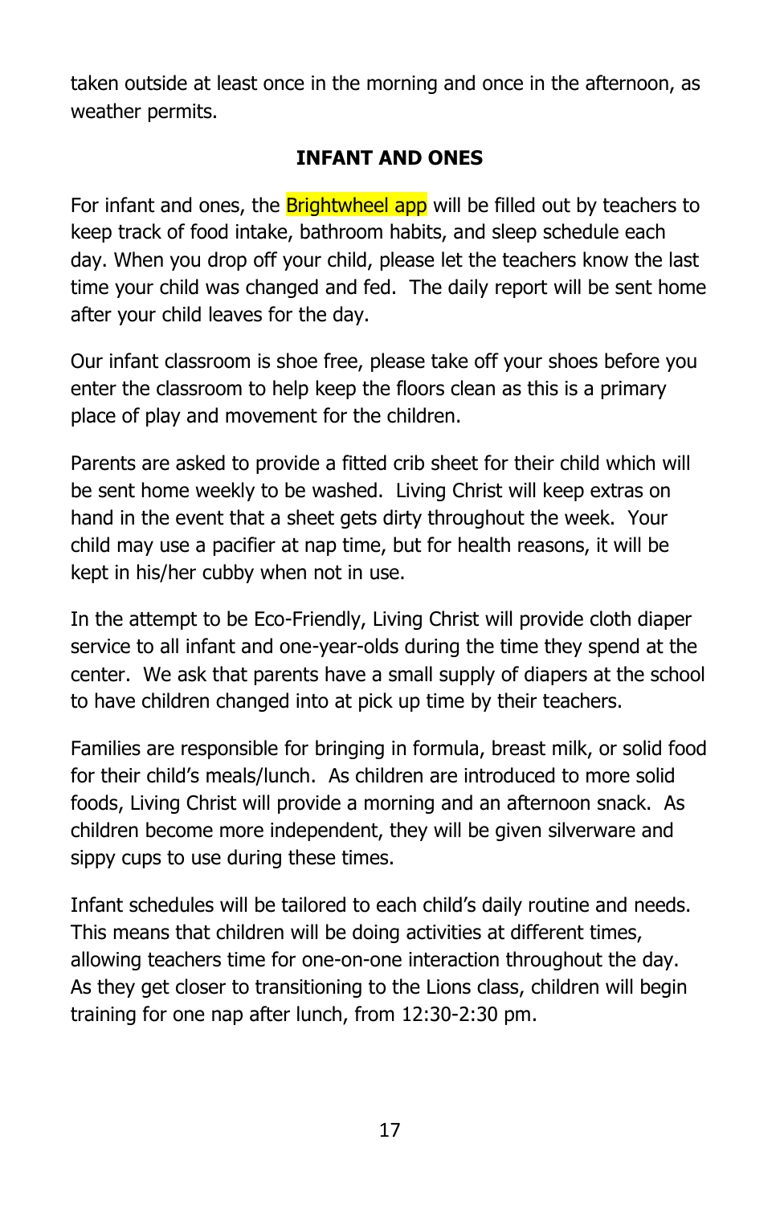taken outside at least once in the morning and once in the afternoon, as weather permits.

## INFANT AND ONES

For infant and ones, the Brightwheel app will be filled out by teachers to keep track of food intake, bathroom habits, and sleep schedule each day. When you drop off your child, please let the teachers know the last time your child was changed and fed. The daily report will be sent home after your child leaves for the day.

Our infant classroom is shoe free, please take off your shoes before you enter the classroom to help keep the floors clean as this is a primary place of play and movement for the children.

Parents are asked to provide a fitted crib sheet for their child which will be sent home weekly to be washed. Living Christ will keep extras on hand in the event that a sheet gets dirty throughout the week. Your child may use a pacifier at nap time, but for health reasons, it will be kept in his/her cubby when not in use.

In the attempt to be Eco-Friendly, Living Christ will provide cloth diaper service to all infant and one-year-olds during the time they spend at the center. We ask that parents have a small supply of diapers at the school to have children changed into at pick up time by their teachers.

Families are responsible for bringing in formula, breast milk, or solid food for their child's meals/lunch. As children are introduced to more solid foods, Living Christ will provide a morning and an afternoon snack. As children become more independent, they will be given silverware and sippy cups to use during these times.

Infant schedules will be tailored to each child's daily routine and needs. This means that children will be doing activities at different times, allowing teachers time for one-on-one interaction throughout the day. As they get closer to transitioning to the Lions class, children will begin training for one nap after lunch, from 12:30-2:30 pm.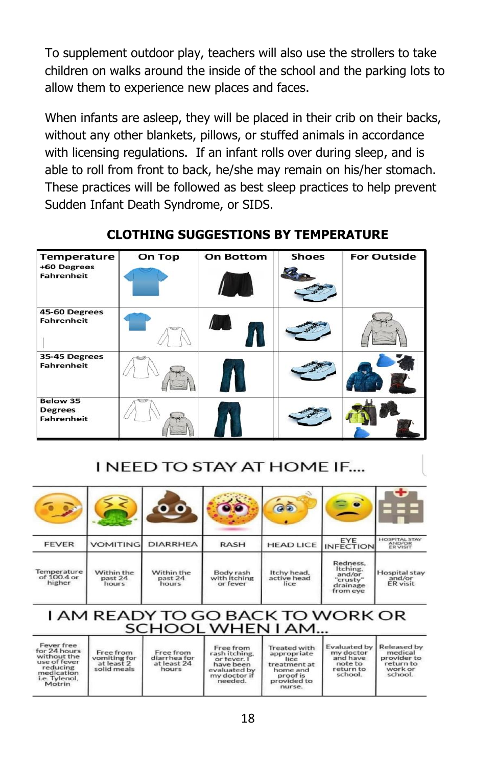To supplement outdoor play, teachers will also use the strollers to take children on walks around the inside of the school and the parking lots to allow them to experience new places and faces.

When infants are asleep, they will be placed in their crib on their backs, without any other blankets, pillows, or stuffed animals in accordance with licensing regulations. If an infant rolls over during sleep, and is able to roll from front to back, he/she may remain on his/her stomach. These practices will be followed as best sleep practices to help prevent Sudden Infant Death Syndrome, or SIDS.

## CLOTHING SUGGESTIONS BY TEMPERATURE

| Temperature | On Top | On Bottom | Shoes | For Outside |
|---|---|---|---|---|
| +60 Degrees Fahrenheit | | | | |
| 45-60 Degrees Fahrenheit | | | | |
| 35-45 Degrees Fahrenheit | | | | |
| Below 35 Degrees Fahrenheit | | | | |

## I NEED TO STAY AT HOME IF....

| FEVER | VOMITING | DIARRHEA | RASH | HEAD LICE | EYE INFECTION | HOSPITAL STAY AND/OR ER VISIT |
|---|---|---|---|---|---|---|
| Temperature of 100.4 or higher | Within the past 24 hours | Within the past 24 hours | Body rash with itching or fever | Itchy head, active head lice | Redness, Itching, and/or "crusty" drainage from eye | Hospital stay and/or ER visit |

## I AM READY TO GO BACK TO WORK OR SCHOOL WHEN I AM...

| | | | | | | |
|---|---|---|---|---|---|---|
| Fever free for 24 hours without the use of fever reducing medication i.e. Tylenol, Motrin | Free from vomiting for at least 2 solid meals | Free from diarrhea for at least 24 hours | Free from rash itching, or fever. I have been evaluated by my doctor if needed. | Treated with appropriate lice treatment at home and proof is provided to nurse. | Evaluated by my doctor and have note to return to school. | Released by medical provider to return to work or school. |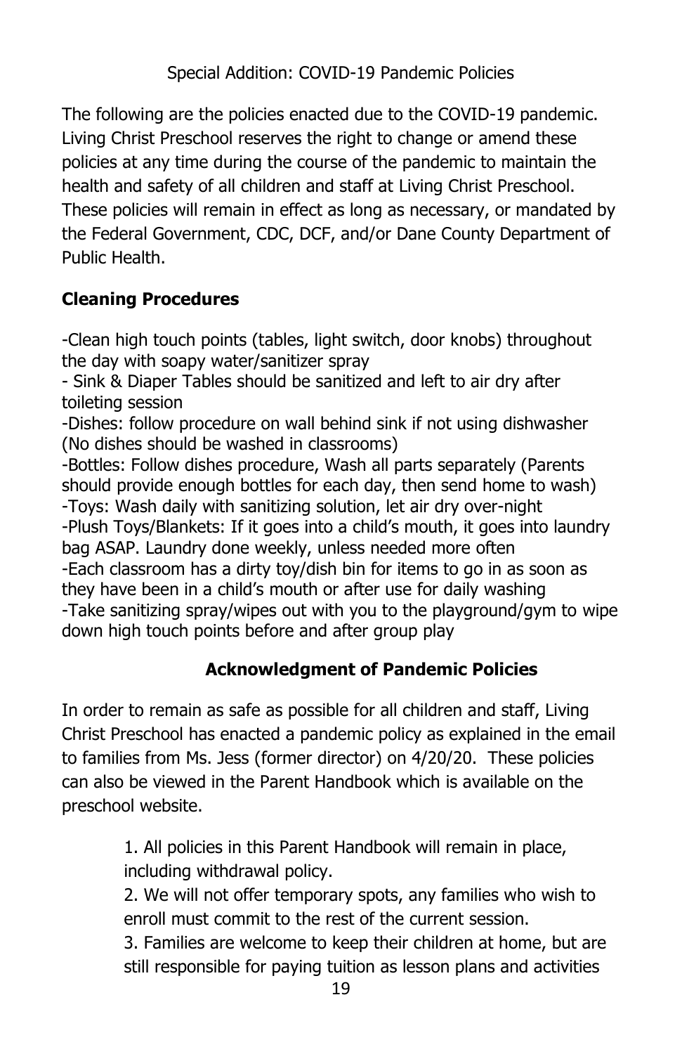Special Addition: COVID-19 Pandemic Policies

The following are the policies enacted due to the COVID-19 pandemic. Living Christ Preschool reserves the right to change or amend these policies at any time during the course of the pandemic to maintain the health and safety of all children and staff at Living Christ Preschool. These policies will remain in effect as long as necessary, or mandated by the Federal Government, CDC, DCF, and/or Dane County Department of Public Health.

**Cleaning Procedures**

-Clean high touch points (tables, light switch, door knobs) throughout the day with soapy water/sanitizer spray
- Sink & Diaper Tables should be sanitized and left to air dry after toileting session
-Dishes: follow procedure on wall behind sink if not using dishwasher (No dishes should be washed in classrooms)
-Bottles: Follow dishes procedure, Wash all parts separately (Parents should provide enough bottles for each day, then send home to wash)
-Toys: Wash daily with sanitizing solution, let air dry over-night
-Plush Toys/Blankets: If it goes into a child's mouth, it goes into laundry bag ASAP. Laundry done weekly, unless needed more often
-Each classroom has a dirty toy/dish bin for items to go in as soon as they have been in a child's mouth or after use for daily washing
-Take sanitizing spray/wipes out with you to the playground/gym to wipe down high touch points before and after group play

**Acknowledgment of Pandemic Policies**

In order to remain as safe as possible for all children and staff, Living Christ Preschool has enacted a pandemic policy as explained in the email to families from Ms. Jess (former director) on 4/20/20. These policies can also be viewed in the Parent Handbook which is available on the preschool website.

1. All policies in this Parent Handbook will remain in place, including withdrawal policy.
2. We will not offer temporary spots, any families who wish to enroll must commit to the rest of the current session.
3. Families are welcome to keep their children at home, but are still responsible for paying tuition as lesson plans and activities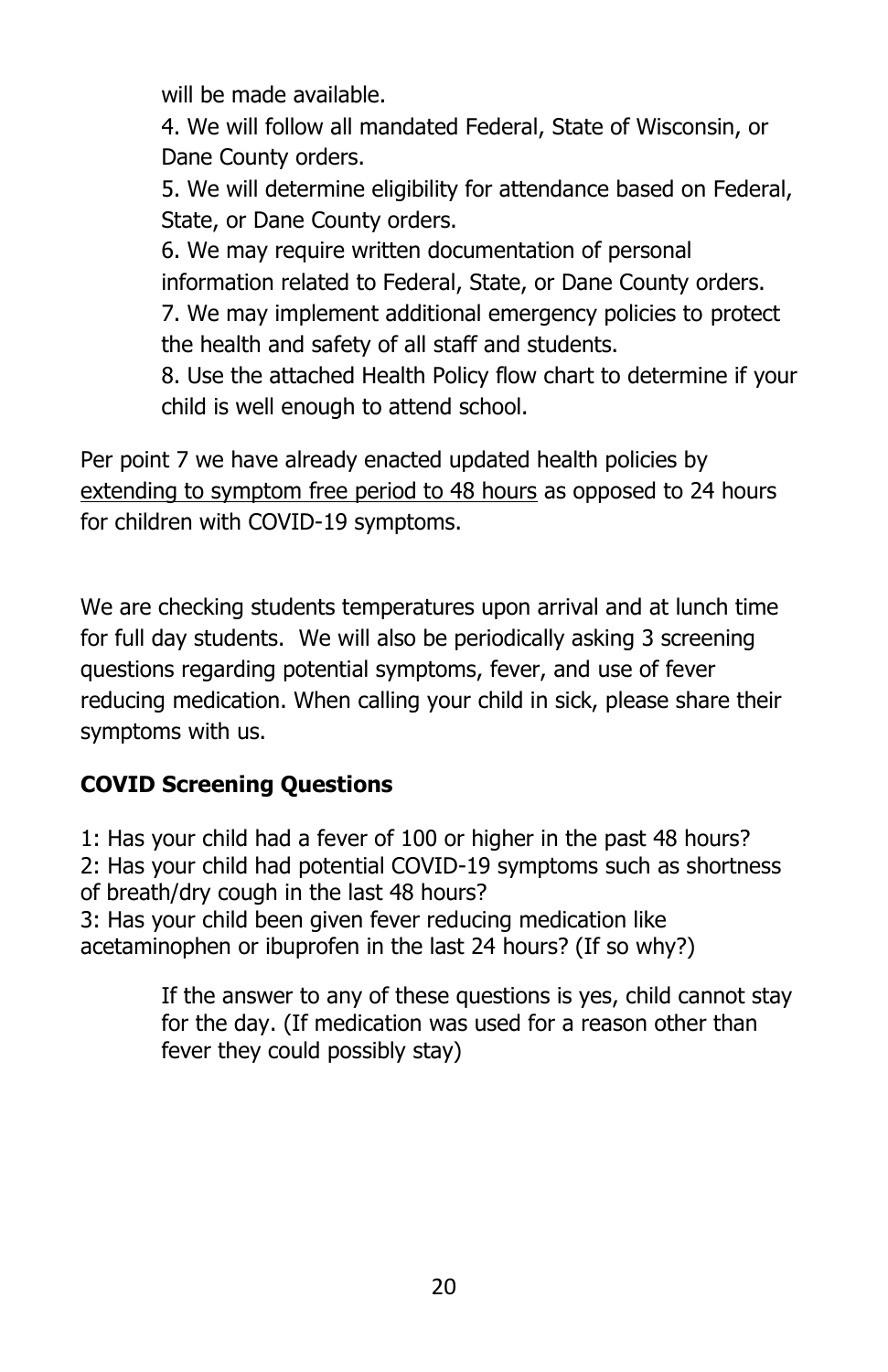will be made available.

4. We will follow all mandated Federal, State of Wisconsin, or Dane County orders.
5. We will determine eligibility for attendance based on Federal, State, or Dane County orders.
6. We may require written documentation of personal information related to Federal, State, or Dane County orders.
7. We may implement additional emergency policies to protect the health and safety of all staff and students.
8. Use the attached Health Policy flow chart to determine if your child is well enough to attend school.

Per point 7 we have already enacted updated health policies by <u>extending to symptom free period to 48 hours</u> as opposed to 24 hours for children with COVID-19 symptoms.

We are checking students temperatures upon arrival and at lunch time for full day students. We will also be periodically asking 3 screening questions regarding potential symptoms, fever, and use of fever reducing medication. When calling your child in sick, please share their symptoms with us.

**COVID Screening Questions**

1: Has your child had a fever of 100 or higher in the past 48 hours?
2: Has your child had potential COVID-19 symptoms such as shortness of breath/dry cough in the last 48 hours?
3: Has your child been given fever reducing medication like acetaminophen or ibuprofen in the last 24 hours? (If so why?)

> If the answer to any of these questions is yes, child cannot stay for the day. (If medication was used for a reason other than fever they could possibly stay)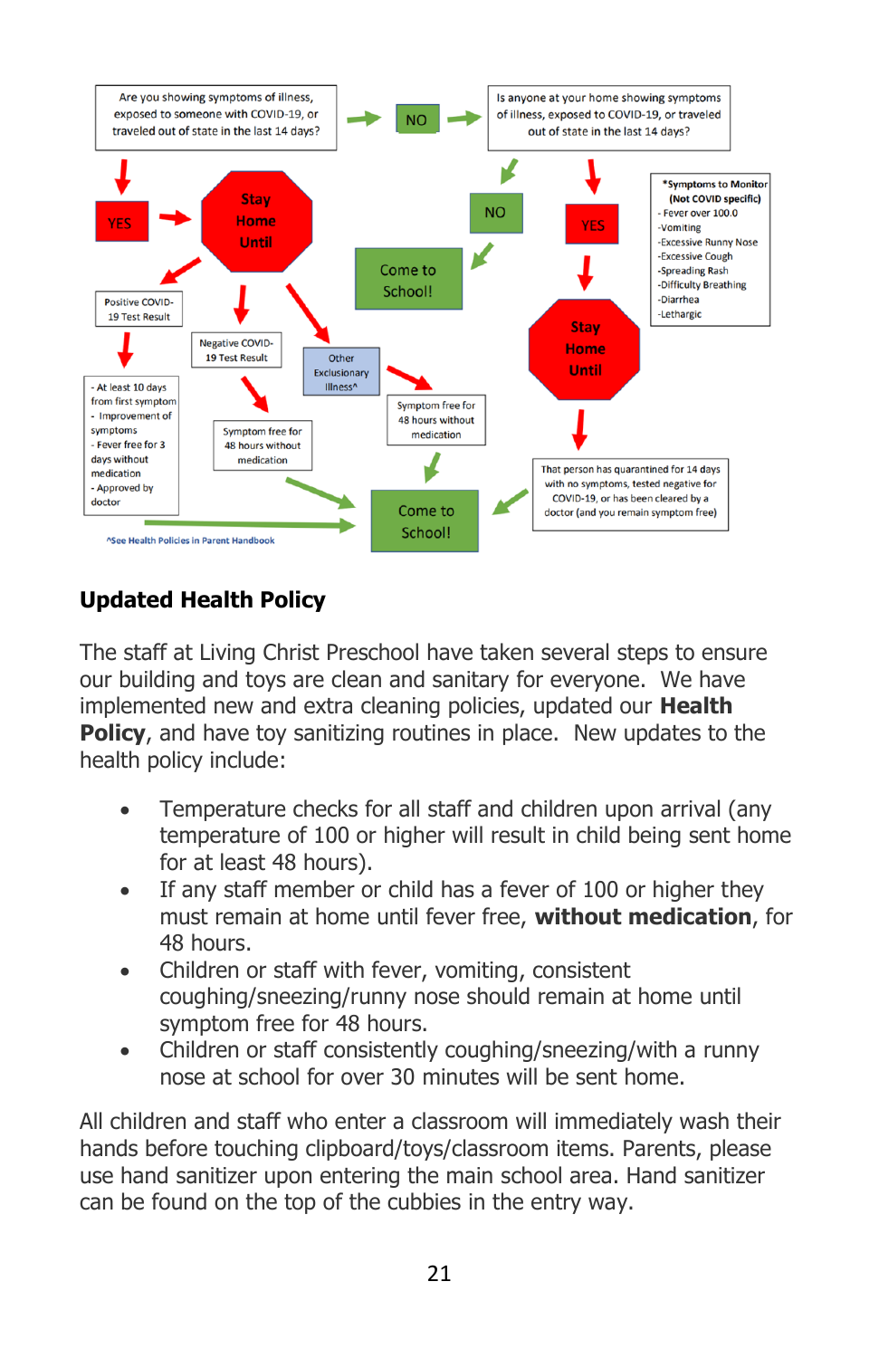Are you showing symptoms of illness, exposed to someone with COVID-19, or traveled out of state in the last 14 days?

- **YES** → **Stay Home Until**
  - Positive COVID-19 Test Result
    - At least 10 days from first symptom
    - Improvement of symptoms
    - Fever free for 3 days without medication
    - Approved by doctor
    - → Come to School!
  - Negative COVID-19 Test Result
    - Symptom free for 48 hours without medication → Come to School!
  - Other Exclusionary Illness^
    - Symptom free for 48 hours without medication → Come to School!
- **NO** → Is anyone at your home showing symptoms of illness, exposed to COVID-19, or traveled out of state in the last 14 days?
  - **NO** → Come to School!
  - **YES** → **Stay Home Until**
    - That person has quarantined for 14 days with no symptoms, tested negative for COVID-19, or has been cleared by a doctor (and you remain symptom free) → Come to School!

*Symptoms to Monitor (Not COVID specific)

- Fever over 100.0
- Vomiting
- Excessive Runny Nose
- Excessive Cough
- Spreading Rash
- Difficulty Breathing
- Diarrhea
- Lethargic

^See Health Policies in Parent Handbook

## Updated Health Policy

The staff at Living Christ Preschool have taken several steps to ensure our building and toys are clean and sanitary for everyone. We have implemented new and extra cleaning policies, updated our **Health Policy**, and have toy sanitizing routines in place. New updates to the health policy include:

- Temperature checks for all staff and children upon arrival (any temperature of 100 or higher will result in child being sent home for at least 48 hours).
- If any staff member or child has a fever of 100 or higher they must remain at home until fever free, **without medication**, for 48 hours.
- Children or staff with fever, vomiting, consistent coughing/sneezing/runny nose should remain at home until symptom free for 48 hours.
- Children or staff consistently coughing/sneezing/with a runny nose at school for over 30 minutes will be sent home.

All children and staff who enter a classroom will immediately wash their hands before touching clipboard/toys/classroom items. Parents, please use hand sanitizer upon entering the main school area. Hand sanitizer can be found on the top of the cubbies in the entry way.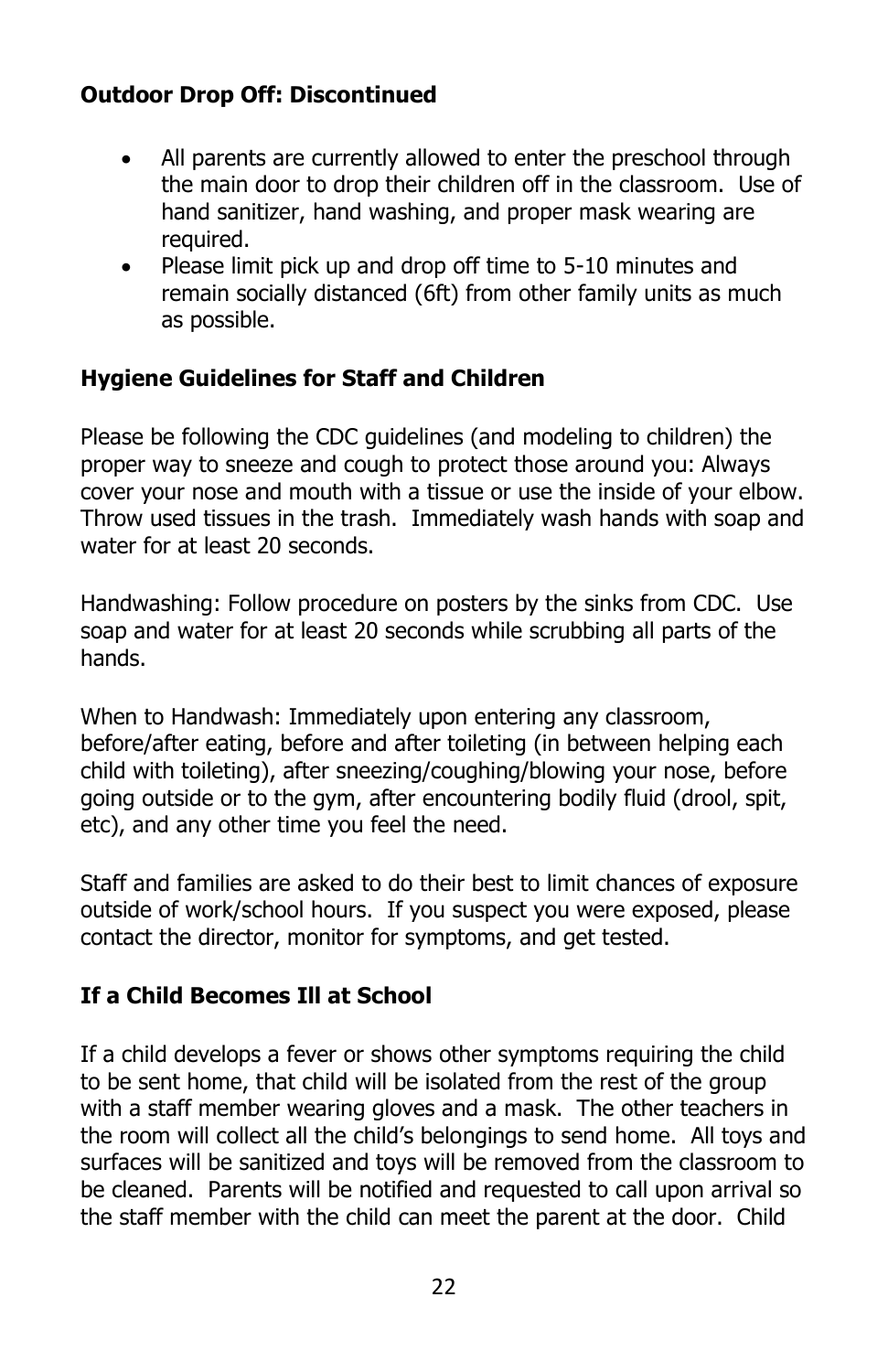**Outdoor Drop Off: Discontinued**

- All parents are currently allowed to enter the preschool through the main door to drop their children off in the classroom. Use of hand sanitizer, hand washing, and proper mask wearing are required.
- Please limit pick up and drop off time to 5-10 minutes and remain socially distanced (6ft) from other family units as much as possible.

**Hygiene Guidelines for Staff and Children**

Please be following the CDC guidelines (and modeling to children) the proper way to sneeze and cough to protect those around you: Always cover your nose and mouth with a tissue or use the inside of your elbow. Throw used tissues in the trash. Immediately wash hands with soap and water for at least 20 seconds.

Handwashing: Follow procedure on posters by the sinks from CDC. Use soap and water for at least 20 seconds while scrubbing all parts of the hands.

When to Handwash: Immediately upon entering any classroom, before/after eating, before and after toileting (in between helping each child with toileting), after sneezing/coughing/blowing your nose, before going outside or to the gym, after encountering bodily fluid (drool, spit, etc), and any other time you feel the need.

Staff and families are asked to do their best to limit chances of exposure outside of work/school hours. If you suspect you were exposed, please contact the director, monitor for symptoms, and get tested.

**If a Child Becomes Ill at School**

If a child develops a fever or shows other symptoms requiring the child to be sent home, that child will be isolated from the rest of the group with a staff member wearing gloves and a mask. The other teachers in the room will collect all the child's belongings to send home. All toys and surfaces will be sanitized and toys will be removed from the classroom to be cleaned. Parents will be notified and requested to call upon arrival so the staff member with the child can meet the parent at the door. Child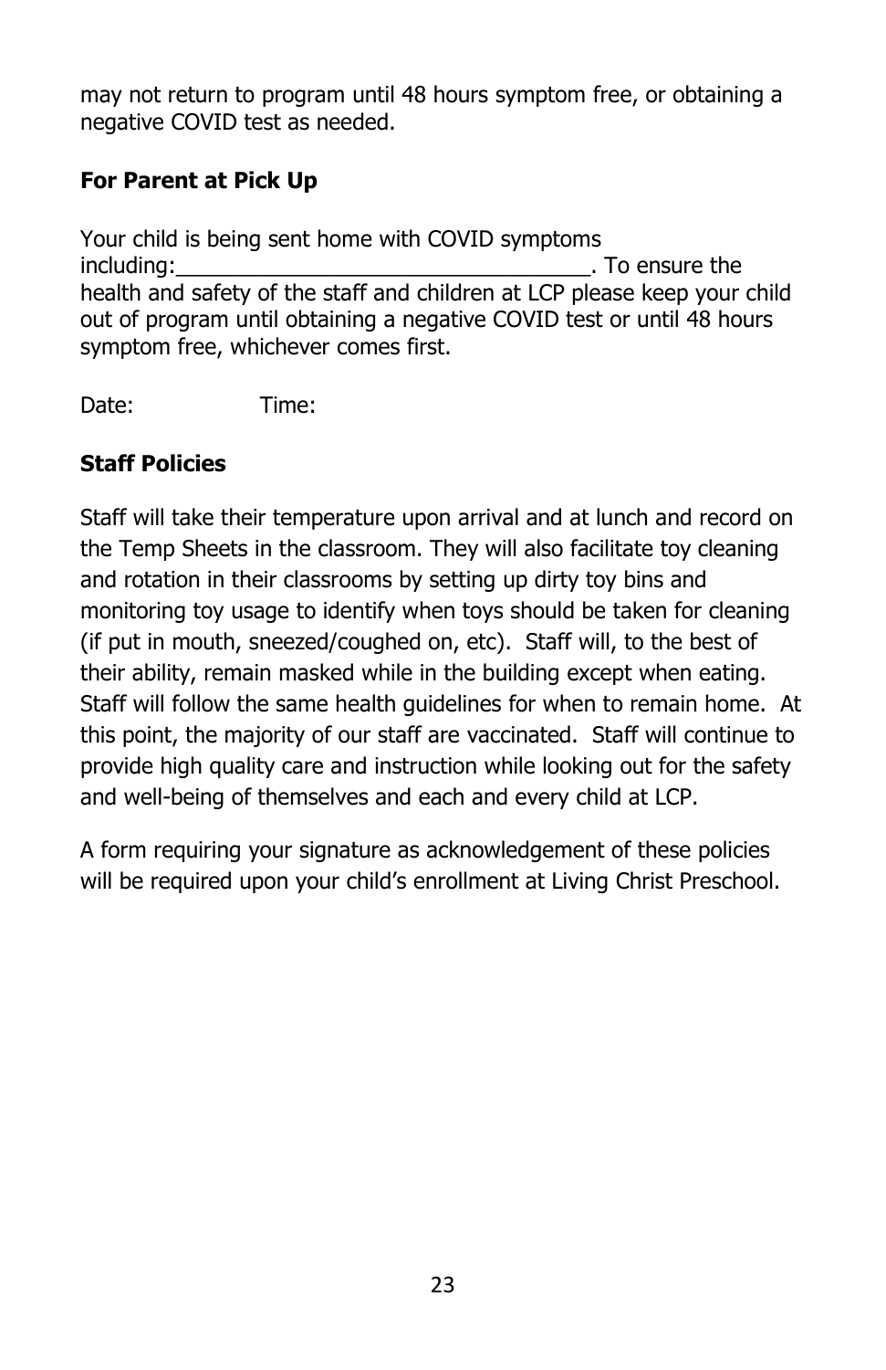may not return to program until 48 hours symptom free, or obtaining a negative COVID test as needed.

**For Parent at Pick Up**

Your child is being sent home with COVID symptoms including:___________________________________. To ensure the health and safety of the staff and children at LCP please keep your child out of program until obtaining a negative COVID test or until 48 hours symptom free, whichever comes first.

Date: Time:

**Staff Policies**

Staff will take their temperature upon arrival and at lunch and record on the Temp Sheets in the classroom. They will also facilitate toy cleaning and rotation in their classrooms by setting up dirty toy bins and monitoring toy usage to identify when toys should be taken for cleaning (if put in mouth, sneezed/coughed on, etc). Staff will, to the best of their ability, remain masked while in the building except when eating. Staff will follow the same health guidelines for when to remain home. At this point, the majority of our staff are vaccinated. Staff will continue to provide high quality care and instruction while looking out for the safety and well-being of themselves and each and every child at LCP.

A form requiring your signature as acknowledgement of these policies will be required upon your child's enrollment at Living Christ Preschool.